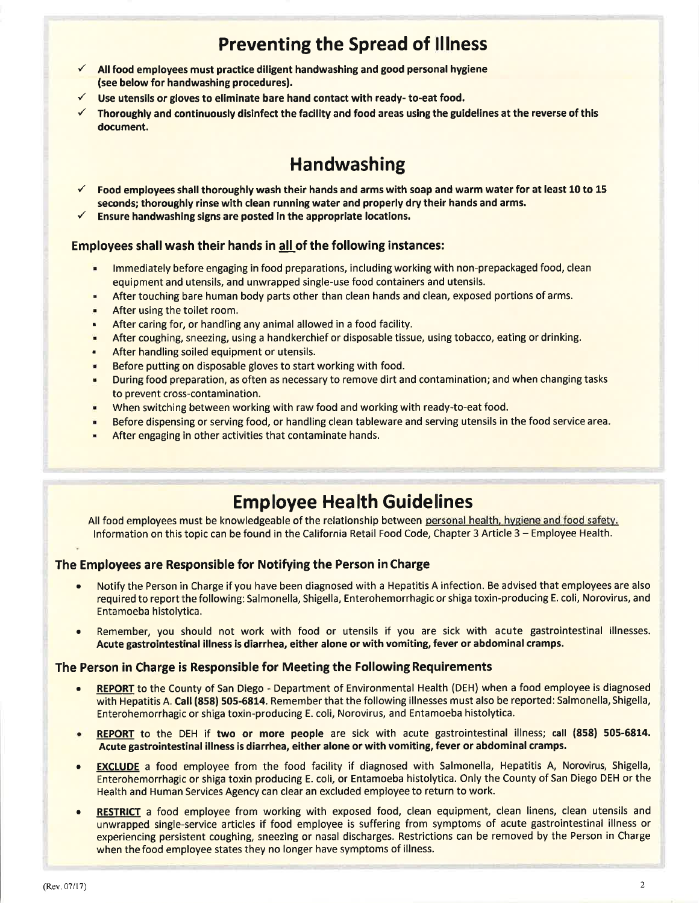## Preventing the Spread of Illness

- ✓ **All food employees must practice diligent handwashing and good personal hygiene (see below for handwashing procedures).**
- ✓ **Use utensils or gloves to eliminate bare hand contact with ready- to-eat food.**
- ✓ **Thoroughly and continuously disinfect the facility and food areas using the guidelines at the reverse of this document.**

## Handwashing

- ✓ **Food employees shall thoroughly wash their hands and arms with soap and warm water for at least 10 to 15 seconds; thoroughly rinse with clean running water and properly dry their hands and arms.**
- ✓ **Ensure handwashing signs are posted in the appropriate locations.**

### Employees shall wash their hands in all of the following instances:

- Immediately before engaging in food preparations, including working with non-prepackaged food, clean equipment and utensils, and unwrapped single-use food containers and utensils.
- After touching bare human body parts other than clean hands and clean, exposed portions of arms.
- After using the toilet room.
- After caring for, or handling any animal allowed in a food facility.
- After coughing, sneezing, using a handkerchief or disposable tissue, using tobacco, eating or drinking.
- After handling soiled equipment or utensils.
- Before putting on disposable gloves to start working with food.
- During food preparation, as often as necessary to remove dirt and contamination; and when changing tasks to prevent cross-contamination.
- When switching between working with raw food and working with ready-to-eat food.
- Before dispensing or serving food, or handling clean tableware and serving utensils in the food service area.
- After engaging in other activities that contaminate hands.

## Employee Health Guidelines

All food employees must be knowledgeable of the relationship between personal health, hygiene and food safety. Information on this topic can be found in the California Retail Food Code, Chapter 3 Article 3 – Employee Health.

### The Employees are Responsible for Notifying the Person in Charge

- Notify the Person in Charge if you have been diagnosed with a Hepatitis A infection. Be advised that employees are also required to report the following: Salmonella, Shigella, Enterohemorrhagic or shiga toxin-producing E. coli, Norovirus, and Entamoeba histolytica.
- Remember, you should not work with food or utensils if you are sick with acute gastrointestinal illnesses. **Acute gastrointestinal illness is diarrhea, either alone or with vomiting, fever or abdominal cramps.**

### The Person in Charge is Responsible for Meeting the Following Requirements

- **REPORT** to the County of San Diego - Department of Environmental Health (DEH) when a food employee is diagnosed with Hepatitis A. **Call (858) 505-6814.** Remember that the following illnesses must also be reported: Salmonella, Shigella, Enterohemorrhagic or shiga toxin-producing E. coli, Norovirus, and Entamoeba histolytica.
- **REPORT** to the DEH if **two or more people** are sick with acute gastrointestinal illness; **call (858) 505-6814. Acute gastrointestinal illness is diarrhea, either alone or with vomiting, fever or abdominal cramps.**
- **EXCLUDE** a food employee from the food facility if diagnosed with Salmonella, Hepatitis A, Norovirus, Shigella, Enterohemorrhagic or shiga toxin producing E. coli, or Entamoeba histolytica. Only the County of San Diego DEH or the Health and Human Services Agency can clear an excluded employee to return to work.
- **RESTRICT** a food employee from working with exposed food, clean equipment, clean linens, clean utensils and unwrapped single-service articles if food employee is suffering from symptoms of acute gastrointestinal illness or experiencing persistent coughing, sneezing or nasal discharges. Restrictions can be removed by the Person in Charge when the food employee states they no longer have symptoms of illness.

(Rev. 07/17)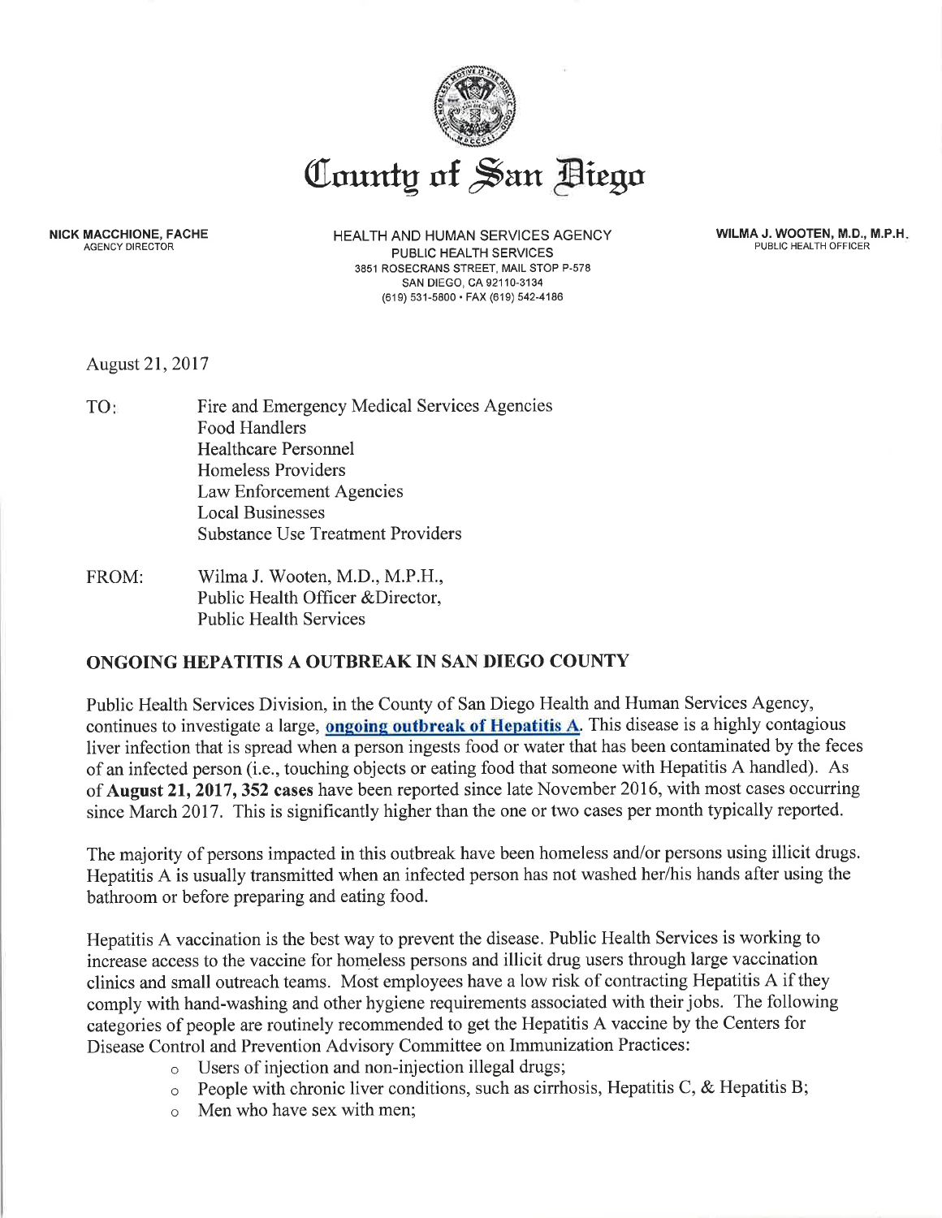# County of San Diego

**NICK MACCHIONE, FACHE**
AGENCY DIRECTOR

HEALTH AND HUMAN SERVICES AGENCY
PUBLIC HEALTH SERVICES
3851 ROSECRANS STREET, MAIL STOP P-578
SAN DIEGO, CA 92110-3134
(619) 531-5800 • FAX (619) 542-4186

**WILMA J. WOOTEN, M.D., M.P.H.**
PUBLIC HEALTH OFFICER

August 21, 2017

TO: Fire and Emergency Medical Services Agencies
Food Handlers
Healthcare Personnel
Homeless Providers
Law Enforcement Agencies
Local Businesses
Substance Use Treatment Providers

FROM: Wilma J. Wooten, M.D., M.P.H.,
Public Health Officer &Director,
Public Health Services

## ONGOING HEPATITIS A OUTBREAK IN SAN DIEGO COUNTY

Public Health Services Division, in the County of San Diego Health and Human Services Agency, continues to investigate a large, **ongoing outbreak of Hepatitis A**. This disease is a highly contagious liver infection that is spread when a person ingests food or water that has been contaminated by the feces of an infected person (i.e., touching objects or eating food that someone with Hepatitis A handled). As of **August 21, 2017, 352 cases** have been reported since late November 2016, with most cases occurring since March 2017. This is significantly higher than the one or two cases per month typically reported.

The majority of persons impacted in this outbreak have been homeless and/or persons using illicit drugs. Hepatitis A is usually transmitted when an infected person has not washed her/his hands after using the bathroom or before preparing and eating food.

Hepatitis A vaccination is the best way to prevent the disease. Public Health Services is working to increase access to the vaccine for homeless persons and illicit drug users through large vaccination clinics and small outreach teams. Most employees have a low risk of contracting Hepatitis A if they comply with hand-washing and other hygiene requirements associated with their jobs. The following categories of people are routinely recommended to get the Hepatitis A vaccine by the Centers for Disease Control and Prevention Advisory Committee on Immunization Practices:

- Users of injection and non-injection illegal drugs;
- People with chronic liver conditions, such as cirrhosis, Hepatitis C, & Hepatitis B;
- Men who have sex with men;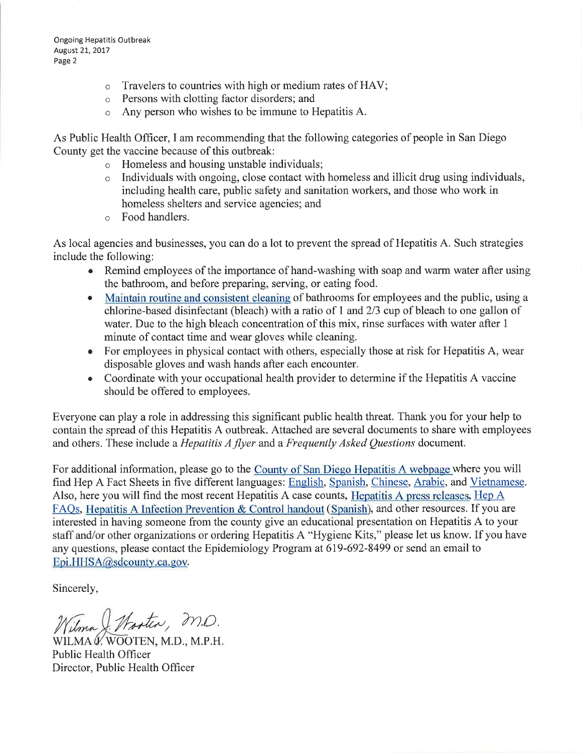- Travelers to countries with high or medium rates of HAV;
- Persons with clotting factor disorders; and
- Any person who wishes to be immune to Hepatitis A.

As Public Health Officer, I am recommending that the following categories of people in San Diego County get the vaccine because of this outbreak:

- Homeless and housing unstable individuals;
- Individuals with ongoing, close contact with homeless and illicit drug using individuals, including health care, public safety and sanitation workers, and those who work in homeless shelters and service agencies; and
- Food handlers.

As local agencies and businesses, you can do a lot to prevent the spread of Hepatitis A. Such strategies include the following:

- Remind employees of the importance of hand-washing with soap and warm water after using the bathroom, and before preparing, serving, or eating food.
- Maintain routine and consistent cleaning of bathrooms for employees and the public, using a chlorine-based disinfectant (bleach) with a ratio of 1 and 2/3 cup of bleach to one gallon of water. Due to the high bleach concentration of this mix, rinse surfaces with water after 1 minute of contact time and wear gloves while cleaning.
- For employees in physical contact with others, especially those at risk for Hepatitis A, wear disposable gloves and wash hands after each encounter.
- Coordinate with your occupational health provider to determine if the Hepatitis A vaccine should be offered to employees.

Everyone can play a role in addressing this significant public health threat. Thank you for your help to contain the spread of this Hepatitis A outbreak. Attached are several documents to share with employees and others. These include a *Hepatitis A flyer* and a *Frequently Asked Questions* document.

For additional information, please go to the County of San Diego Hepatitis A webpage where you will find Hep A Fact Sheets in five different languages: English, Spanish, Chinese, Arabic, and Vietnamese. Also, here you will find the most recent Hepatitis A case counts, Hepatitis A press releases, Hep A FAQs, Hepatitis A Infection Prevention & Control handout (Spanish), and other resources. If you are interested in having someone from the county give an educational presentation on Hepatitis A to your staff and/or other organizations or ordering Hepatitis A "Hygiene Kits," please let us know. If you have any questions, please contact the Epidemiology Program at 619-692-8499 or send an email to Epi.HHSA@sdcounty.ca.gov.

Sincerely,

Wilma J. Wooten, M.D.

WILMA J. WOOTEN, M.D., M.P.H.
Public Health Officer
Director, Public Health Officer